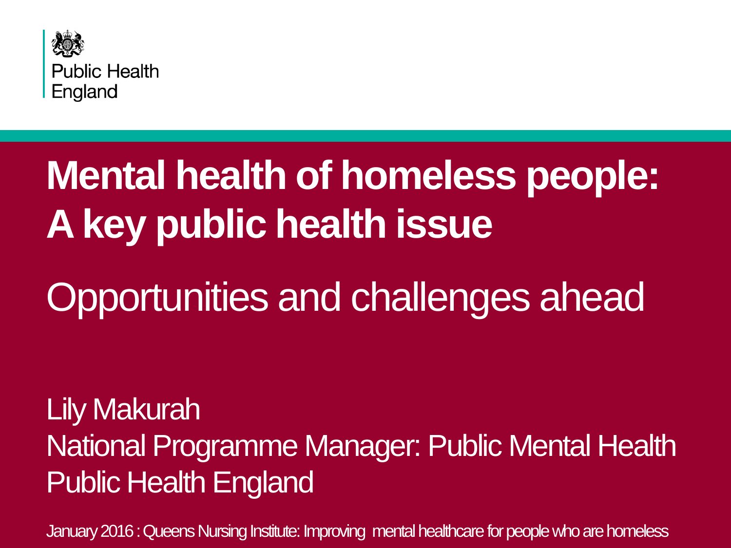Public Health England

# Mental health of homeless people: A key public health issue

## Opportunities and challenges ahead

Lily Makurah
National Programme Manager: Public Mental Health
Public Health England

January 2016 : Queens Nursing Institute: Improving mental healthcare for people who are homeless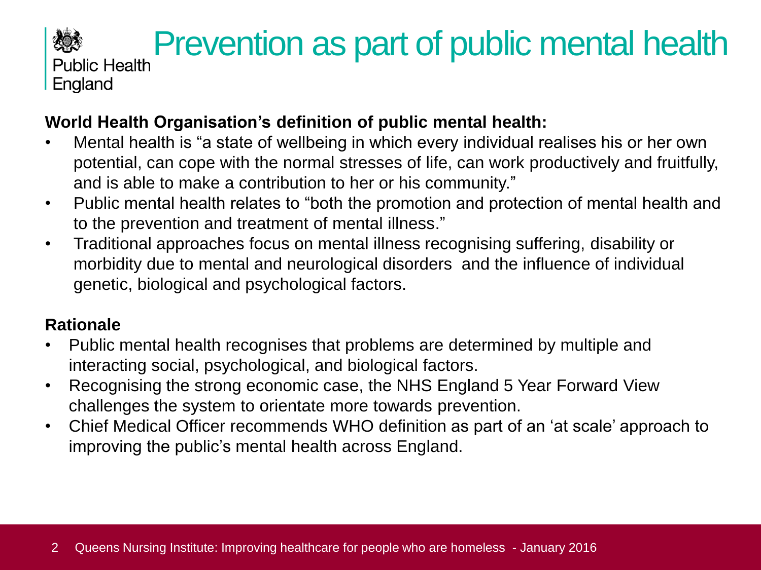# Prevention as part of public mental health

**World Health Organisation's definition of public mental health:**

- Mental health is "a state of wellbeing in which every individual realises his or her own potential, can cope with the normal stresses of life, can work productively and fruitfully, and is able to make a contribution to her or his community."
- Public mental health relates to "both the promotion and protection of mental health and to the prevention and treatment of mental illness."
- Traditional approaches focus on mental illness recognising suffering, disability or morbidity due to mental and neurological disorders and the influence of individual genetic, biological and psychological factors.

**Rationale**

- Public mental health recognises that problems are determined by multiple and interacting social, psychological, and biological factors.
- Recognising the strong economic case, the NHS England 5 Year Forward View challenges the system to orientate more towards prevention.
- Chief Medical Officer recommends WHO definition as part of an 'at scale' approach to improving the public's mental health across England.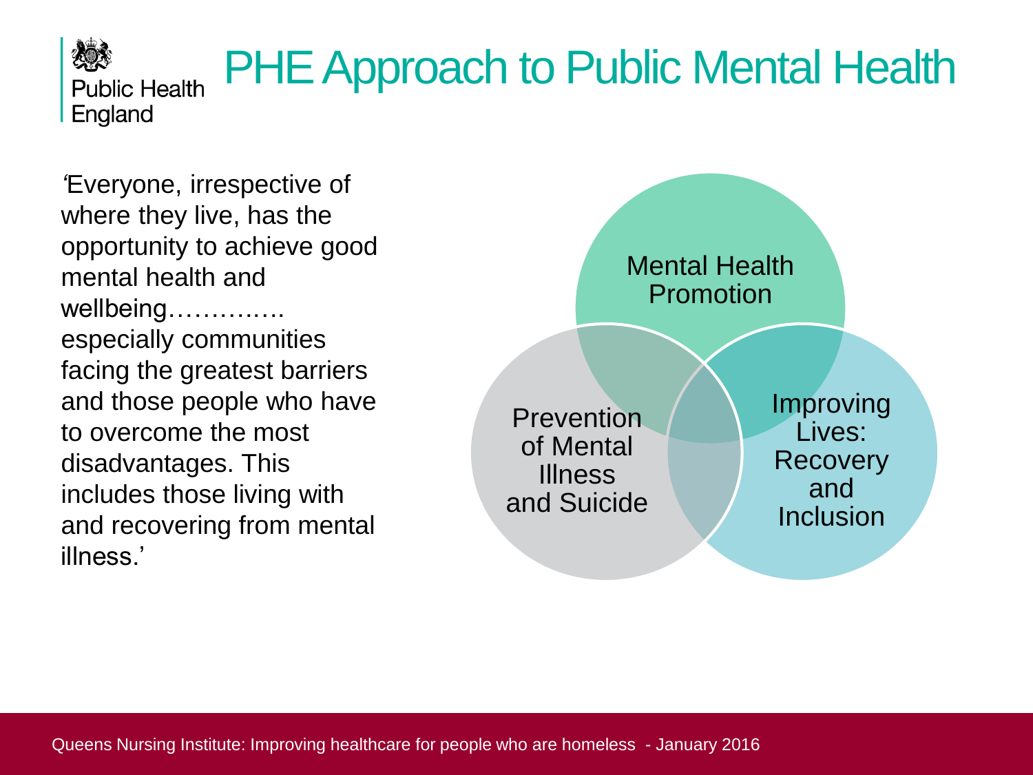# PHE Approach to Public Mental Health

'Everyone, irrespective of where they live, has the opportunity to achieve good mental health and wellbeing…………. especially communities facing the greatest barriers and those people who have to overcome the most disadvantages. This includes those living with and recovering from mental illness.'

- Mental Health Promotion
- Prevention of Mental Illness and Suicide
- Improving Lives: Recovery and Inclusion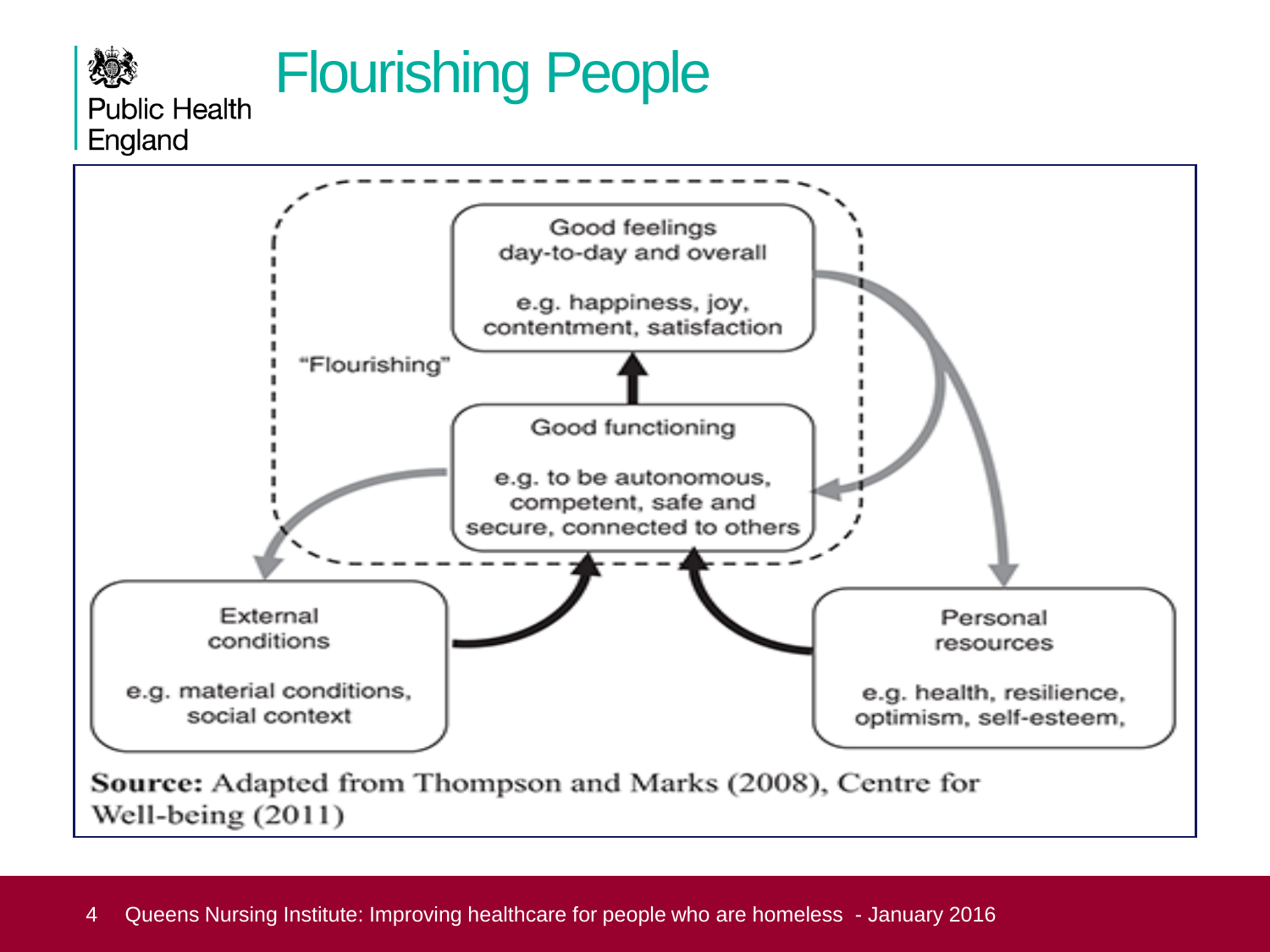# Flourishing People

"Flourishing"

Good feelings
day-to-day and overall

e.g. happiness, joy, contentment, satisfaction

Good functioning

e.g. to be autonomous, competent, safe and secure, connected to others

External conditions

e.g. material conditions, social context

Personal resources

e.g. health, resilience, optimism, self-esteem,

**Source:** Adapted from Thompson and Marks (2008), Centre for Well-being (2011)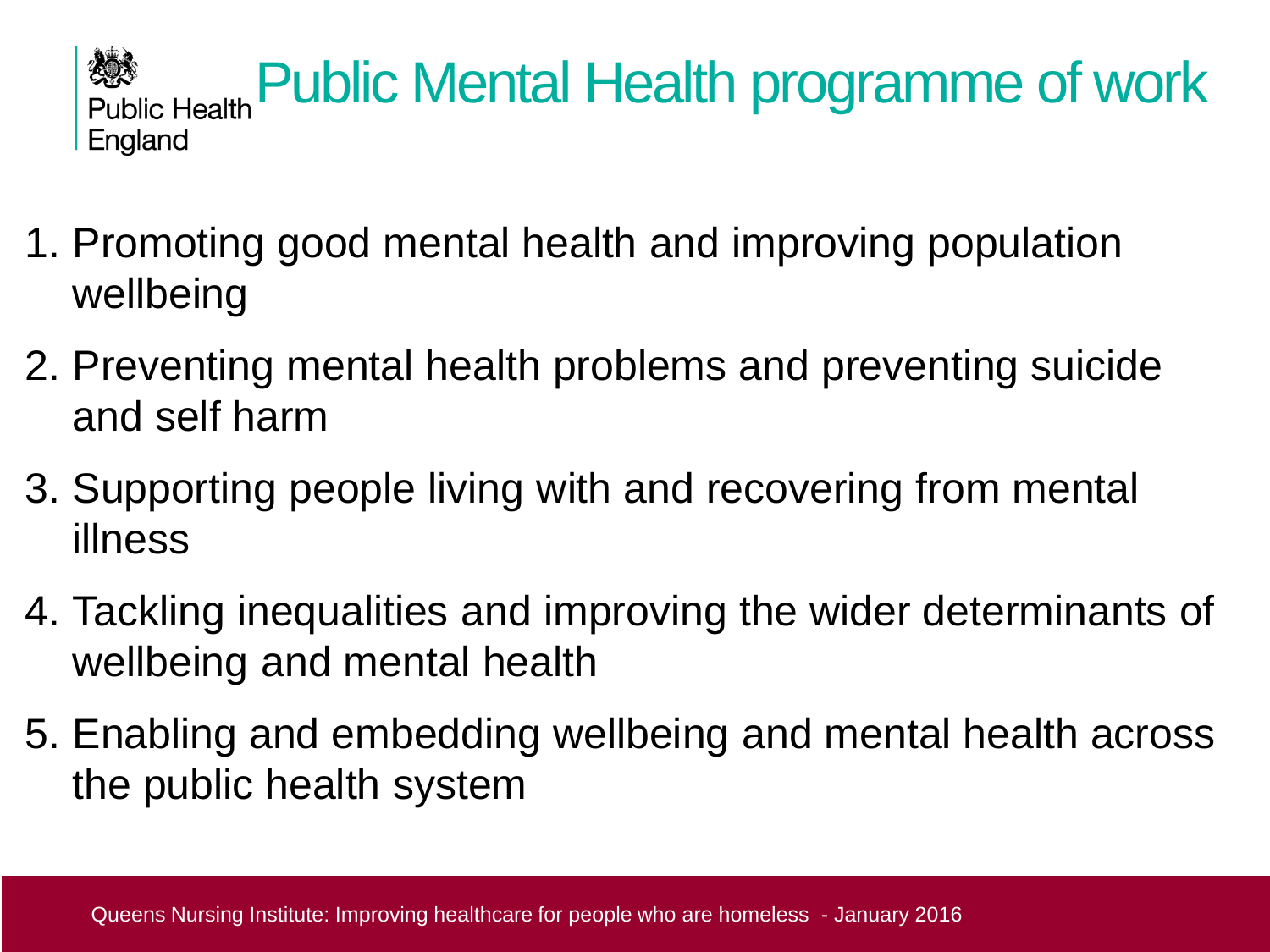# Public Mental Health programme of work

1. Promoting good mental health and improving population wellbeing
2. Preventing mental health problems and preventing suicide and self harm
3. Supporting people living with and recovering from mental illness
4. Tackling inequalities and improving the wider determinants of wellbeing and mental health
5. Enabling and embedding wellbeing and mental health across the public health system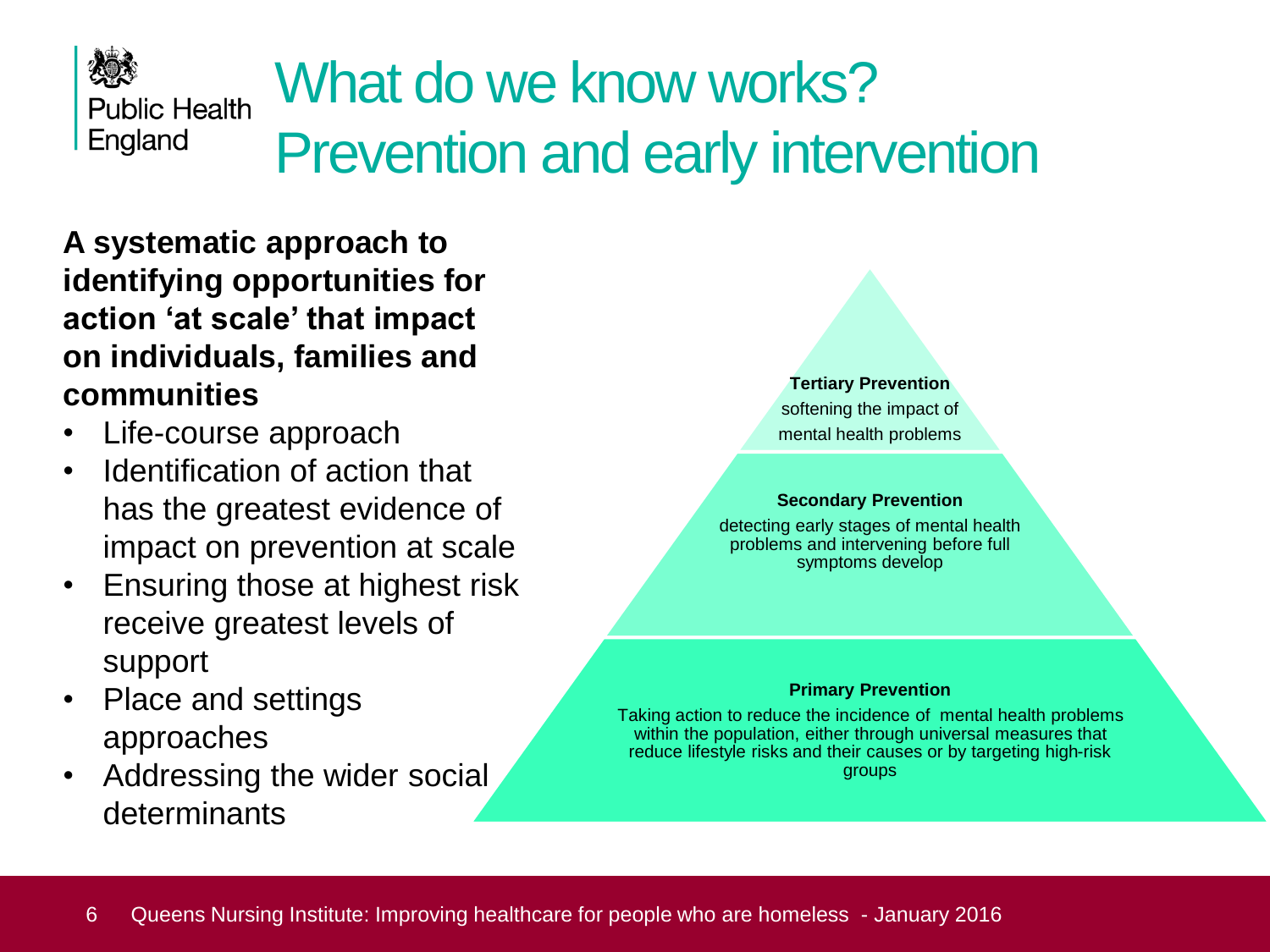# What do we know works? Prevention and early intervention

**A systematic approach to identifying opportunities for action 'at scale' that impact on individuals, families and communities**

- Life-course approach
- Identification of action that has the greatest evidence of impact on prevention at scale
- Ensuring those at highest risk receive greatest levels of support
- Place and settings approaches
- Addressing the wider social determinants

**Tertiary Prevention**

softening the impact of mental health problems

**Secondary Prevention**

detecting early stages of mental health problems and intervening before full symptoms develop

**Primary Prevention**

Taking action to reduce the incidence of mental health problems within the population, either through universal measures that reduce lifestyle risks and their causes or by targeting high-risk groups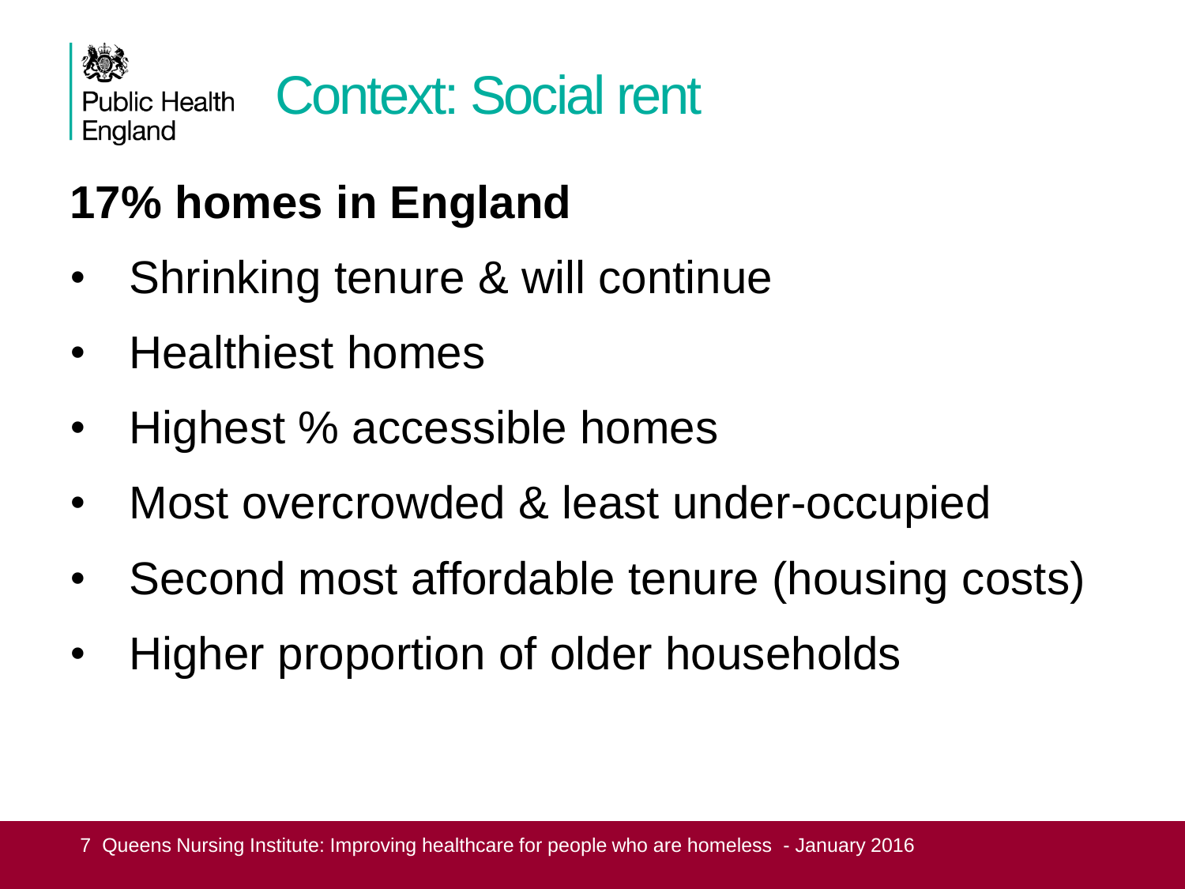# Context: Social rent

**17% homes in England**

- Shrinking tenure & will continue
- Healthiest homes
- Highest % accessible homes
- Most overcrowded & least under-occupied
- Second most affordable tenure (housing costs)
- Higher proportion of older households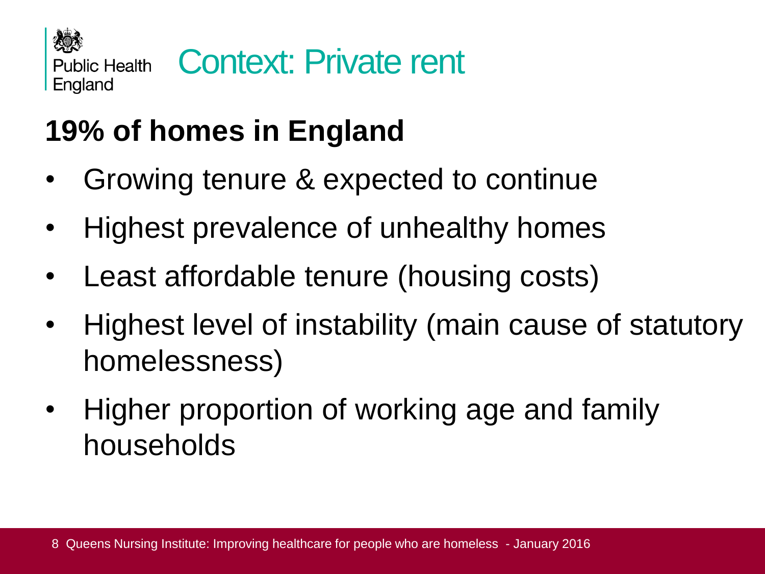# Context: Private rent

## 19% of homes in England

- Growing tenure & expected to continue
- Highest prevalence of unhealthy homes
- Least affordable tenure (housing costs)
- Highest level of instability (main cause of statutory homelessness)
- Higher proportion of working age and family households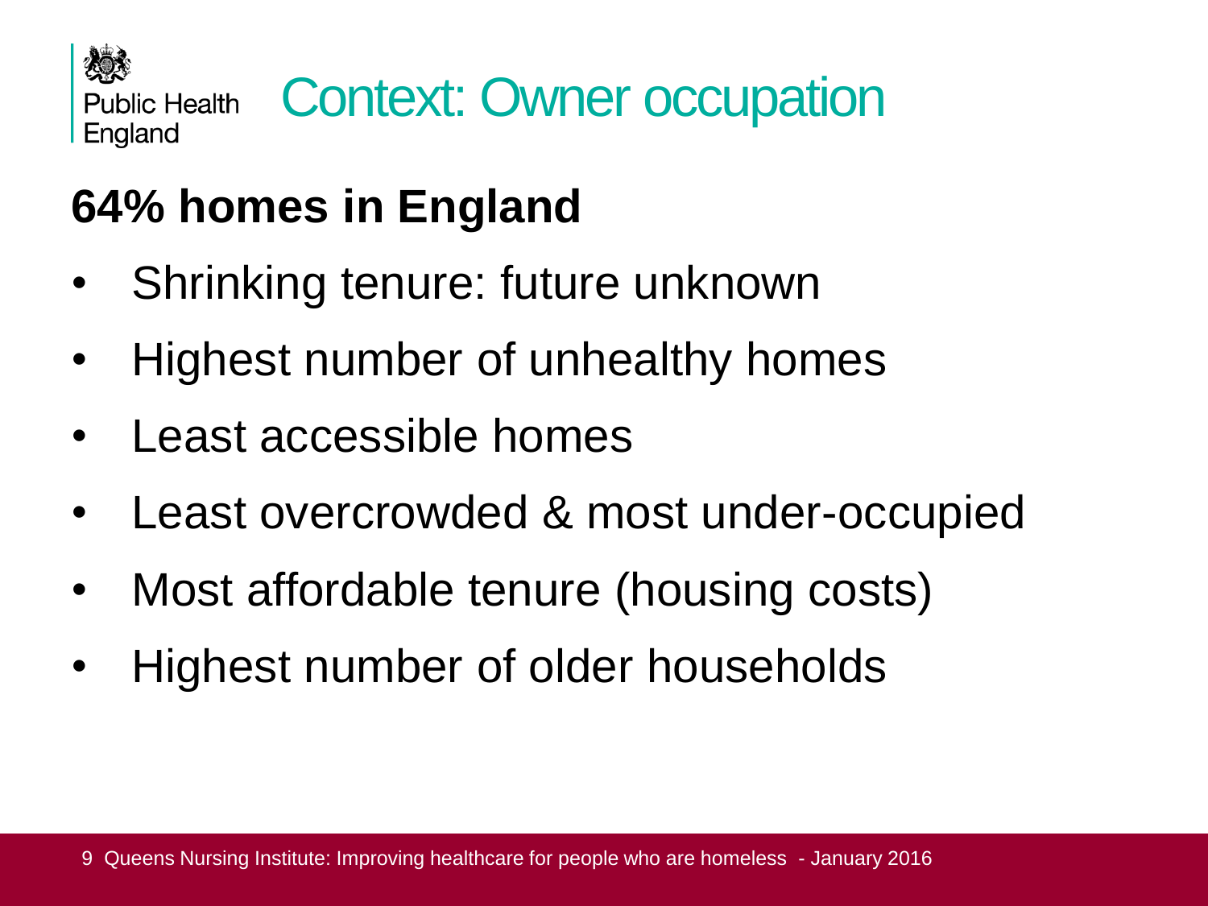# Context: Owner occupation

**64% homes in England**

- Shrinking tenure: future unknown
- Highest number of unhealthy homes
- Least accessible homes
- Least overcrowded & most under-occupied
- Most affordable tenure (housing costs)
- Highest number of older households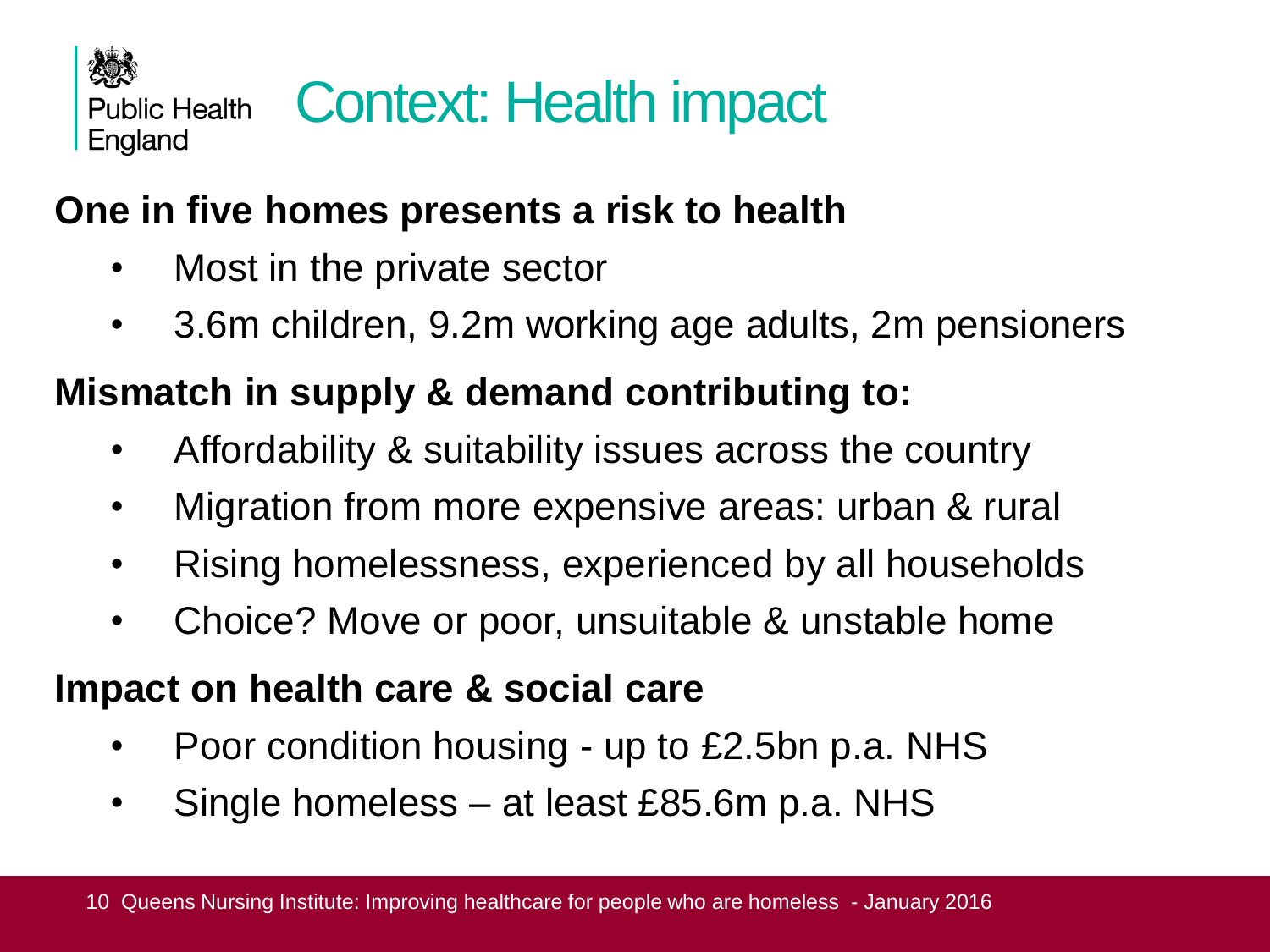# Context: Health impact

**One in five homes presents a risk to health**

- Most in the private sector
- 3.6m children, 9.2m working age adults, 2m pensioners

**Mismatch in supply & demand contributing to:**

- Affordability & suitability issues across the country
- Migration from more expensive areas: urban & rural
- Rising homelessness, experienced by all households
- Choice? Move or poor, unsuitable & unstable home

**Impact on health care & social care**

- Poor condition housing - up to £2.5bn p.a. NHS
- Single homeless – at least £85.6m p.a. NHS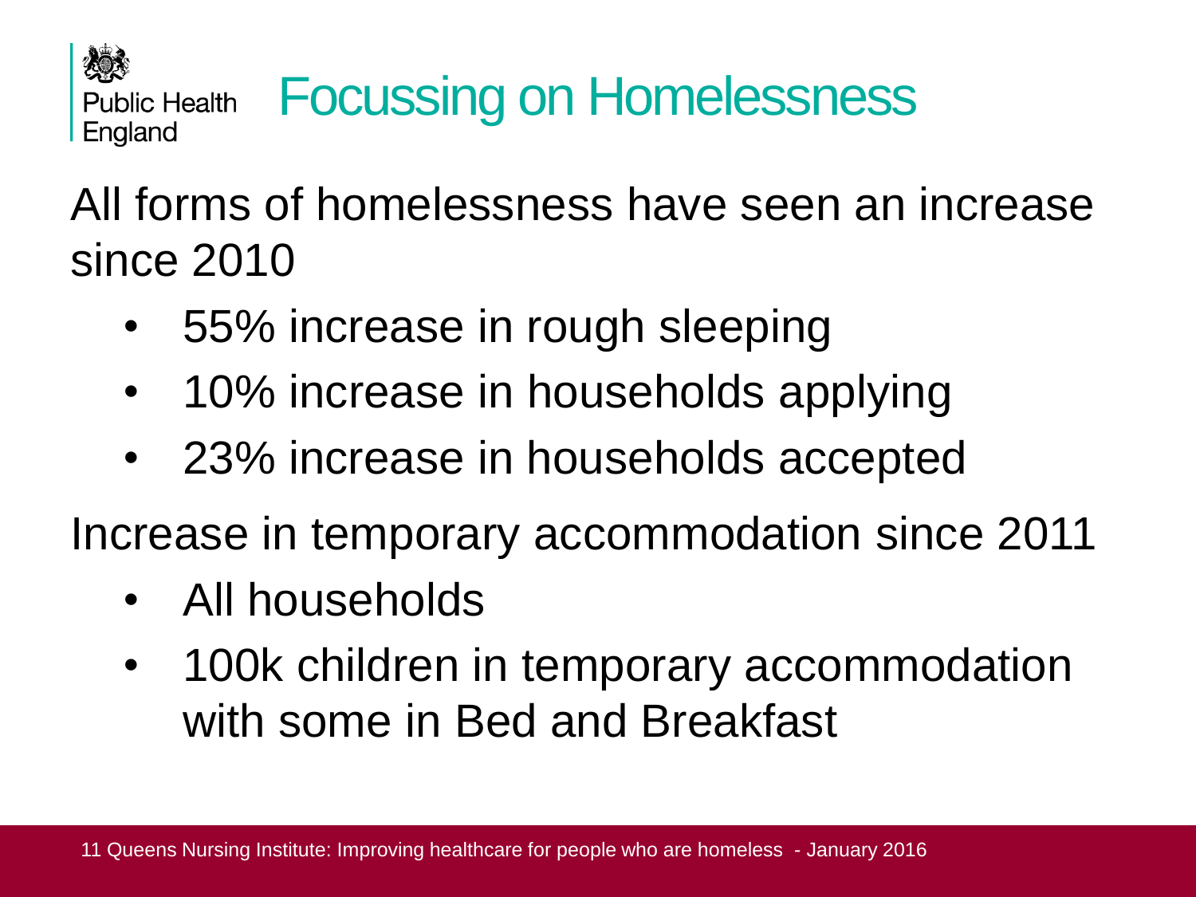# Focussing on Homelessness

All forms of homelessness have seen an increase since 2010

- 55% increase in rough sleeping
- 10% increase in households applying
- 23% increase in households accepted

Increase in temporary accommodation since 2011

- All households
- 100k children in temporary accommodation with some in Bed and Breakfast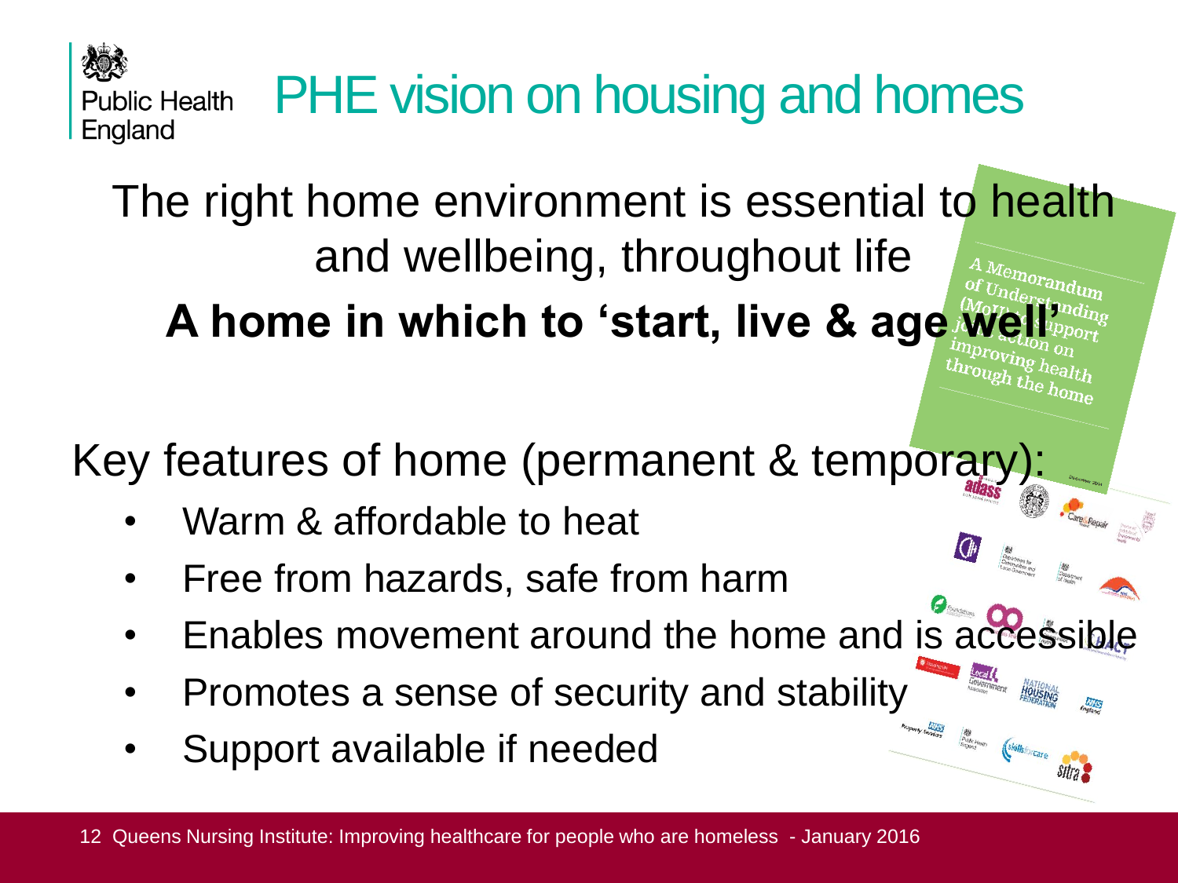# PHE vision on housing and homes

The right home environment is essential to health and wellbeing, throughout life

**A home in which to 'start, live & age well'**

Key features of home (permanent & temporary):

- Warm & affordable to heat
- Free from hazards, safe from harm
- Enables movement around the home and is accessible
- Promotes a sense of security and stability
- Support available if needed

A Memorandum of Understanding (MoU) to support joint action on improving health through the home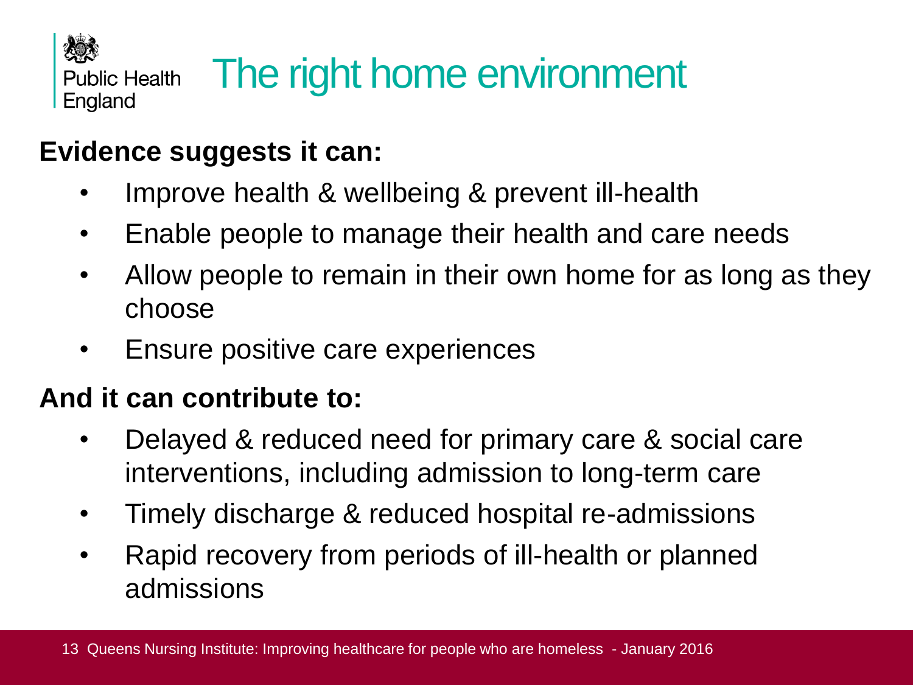# The right home environment

**Evidence suggests it can:**

- Improve health & wellbeing & prevent ill-health
- Enable people to manage their health and care needs
- Allow people to remain in their own home for as long as they choose
- Ensure positive care experiences

**And it can contribute to:**

- Delayed & reduced need for primary care & social care interventions, including admission to long-term care
- Timely discharge & reduced hospital re-admissions
- Rapid recovery from periods of ill-health or planned admissions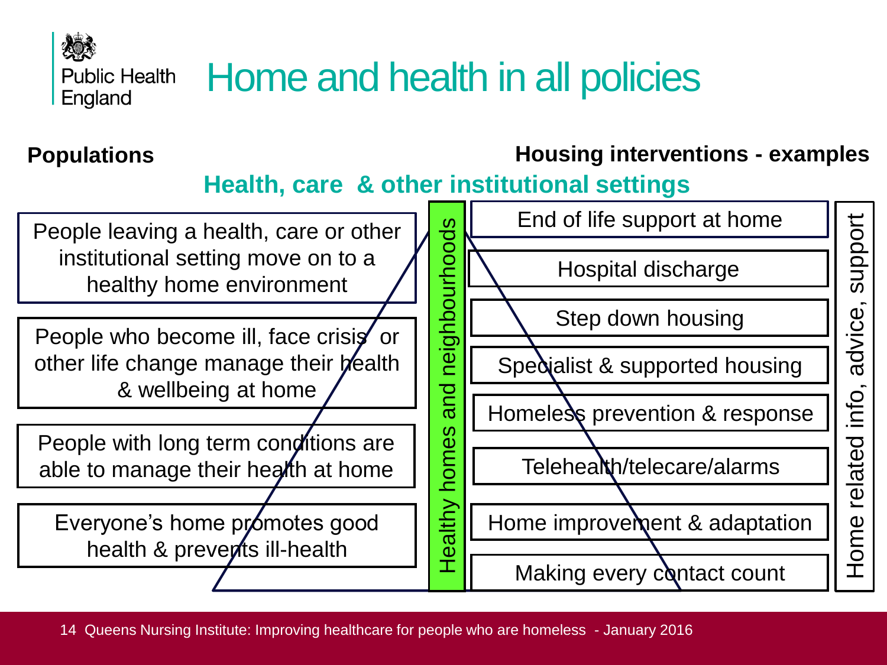# Home and health in all policies

**Populations**

**Housing interventions - examples**

**Health, care & other institutional settings**

People leaving a health, care or other institutional setting move on to a healthy home environment

People who become ill, face crisis or other life change manage their health & wellbeing at home

People with long term conditions are able to manage their health at home

Everyone's home promotes good health & prevents ill-health

Healthy homes and neighbourhoods

- End of life support at home
- Hospital discharge
- Step down housing
- Specialist & supported housing
- Homeless prevention & response
- Telehealth/telecare/alarms
- Home improvement & adaptation
- Making every contact count

Home related info, advice, support

Queens Nursing Institute: Improving healthcare for people who are homeless - January 2016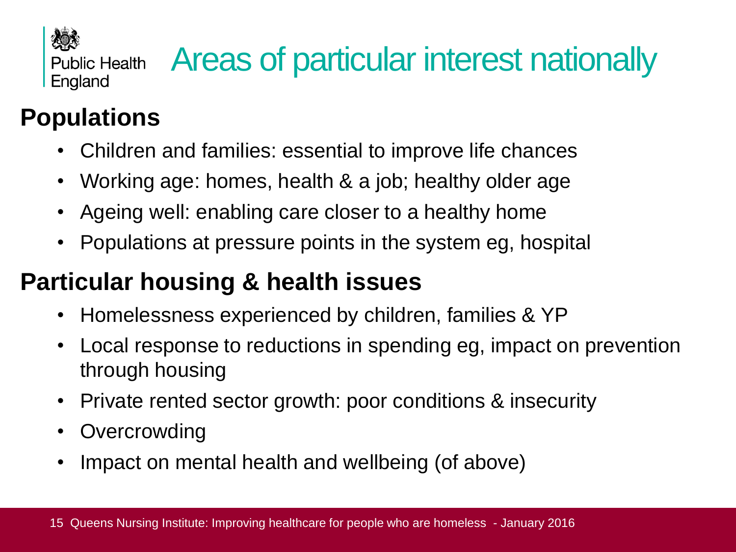# Areas of particular interest nationally

## Populations

- Children and families: essential to improve life chances
- Working age: homes, health & a job; healthy older age
- Ageing well: enabling care closer to a healthy home
- Populations at pressure points in the system eg, hospital

## Particular housing & health issues

- Homelessness experienced by children, families & YP
- Local response to reductions in spending eg, impact on prevention through housing
- Private rented sector growth: poor conditions & insecurity
- Overcrowding
- Impact on mental health and wellbeing (of above)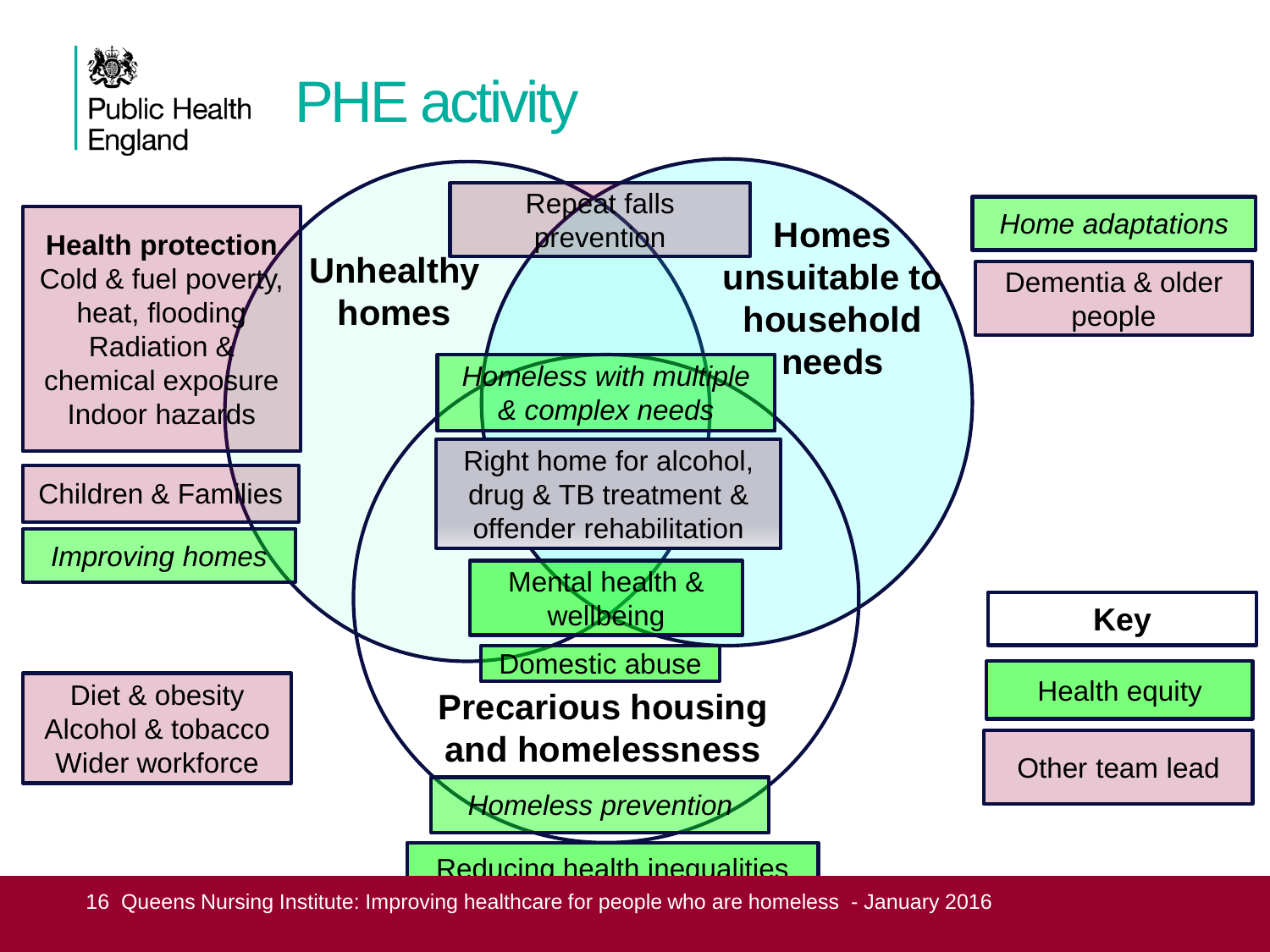# PHE activity

**Health protection**
Cold & fuel poverty, heat, flooding
Radiation & chemical exposure
Indoor hazards

Children & Families

*Improving homes*

Diet & obesity
Alcohol & tobacco
Wider workforce

**Unhealthy homes**

**Homes unsuitable to household needs**

**Precarious housing and homelessness**

Repeat falls prevention

*Homeless with multiple & complex needs*

Right home for alcohol, drug & TB treatment & offender rehabilitation

Mental health & wellbeing

Domestic abuse

*Homeless prevention*

Reducing health inequalities

*Home adaptations*

Dementia & older people

**Key**

- Health equity
- Other team lead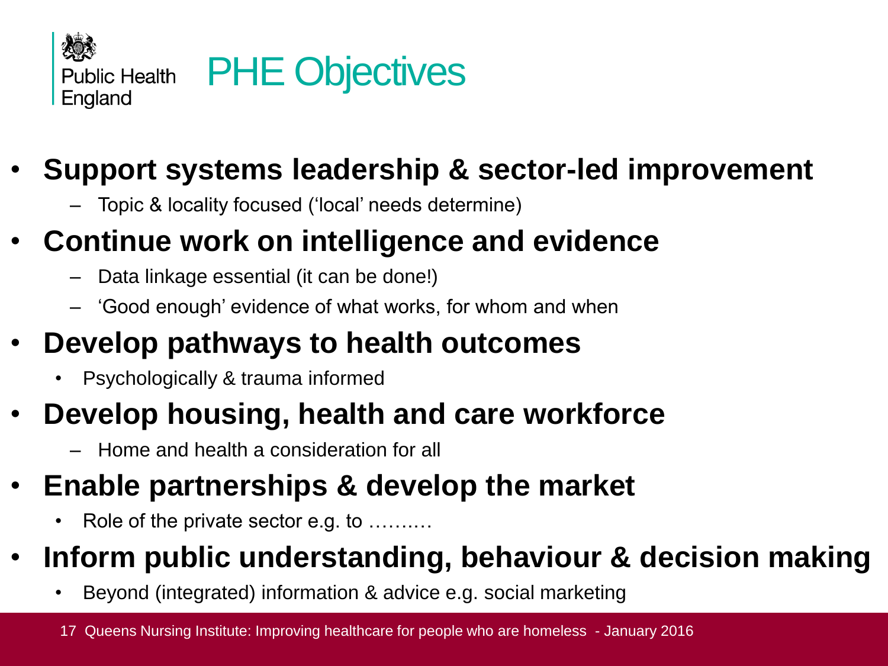# PHE Objectives

- **Support systems leadership & sector-led improvement**
  - Topic & locality focused ('local' needs determine)
- **Continue work on intelligence and evidence**
  - Data linkage essential (it can be done!)
  - 'Good enough' evidence of what works, for whom and when
- **Develop pathways to health outcomes**
  - Psychologically & trauma informed
- **Develop housing, health and care workforce**
  - Home and health a consideration for all
- **Enable partnerships & develop the market**
  - Role of the private sector e.g. to ……….
- **Inform public understanding, behaviour & decision making**
  - Beyond (integrated) information & advice e.g. social marketing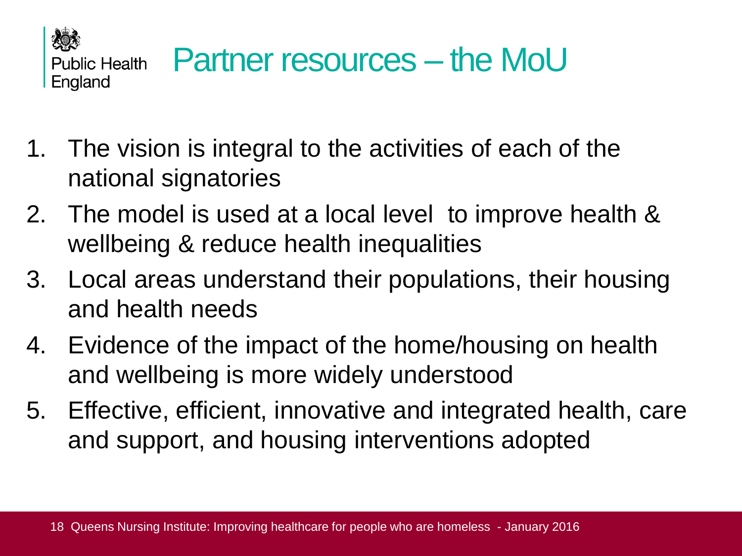# Partner resources – the MoU

1. The vision is integral to the activities of each of the national signatories
2. The model is used at a local level to improve health & wellbeing & reduce health inequalities
3. Local areas understand their populations, their housing and health needs
4. Evidence of the impact of the home/housing on health and wellbeing is more widely understood
5. Effective, efficient, innovative and integrated health, care and support, and housing interventions adopted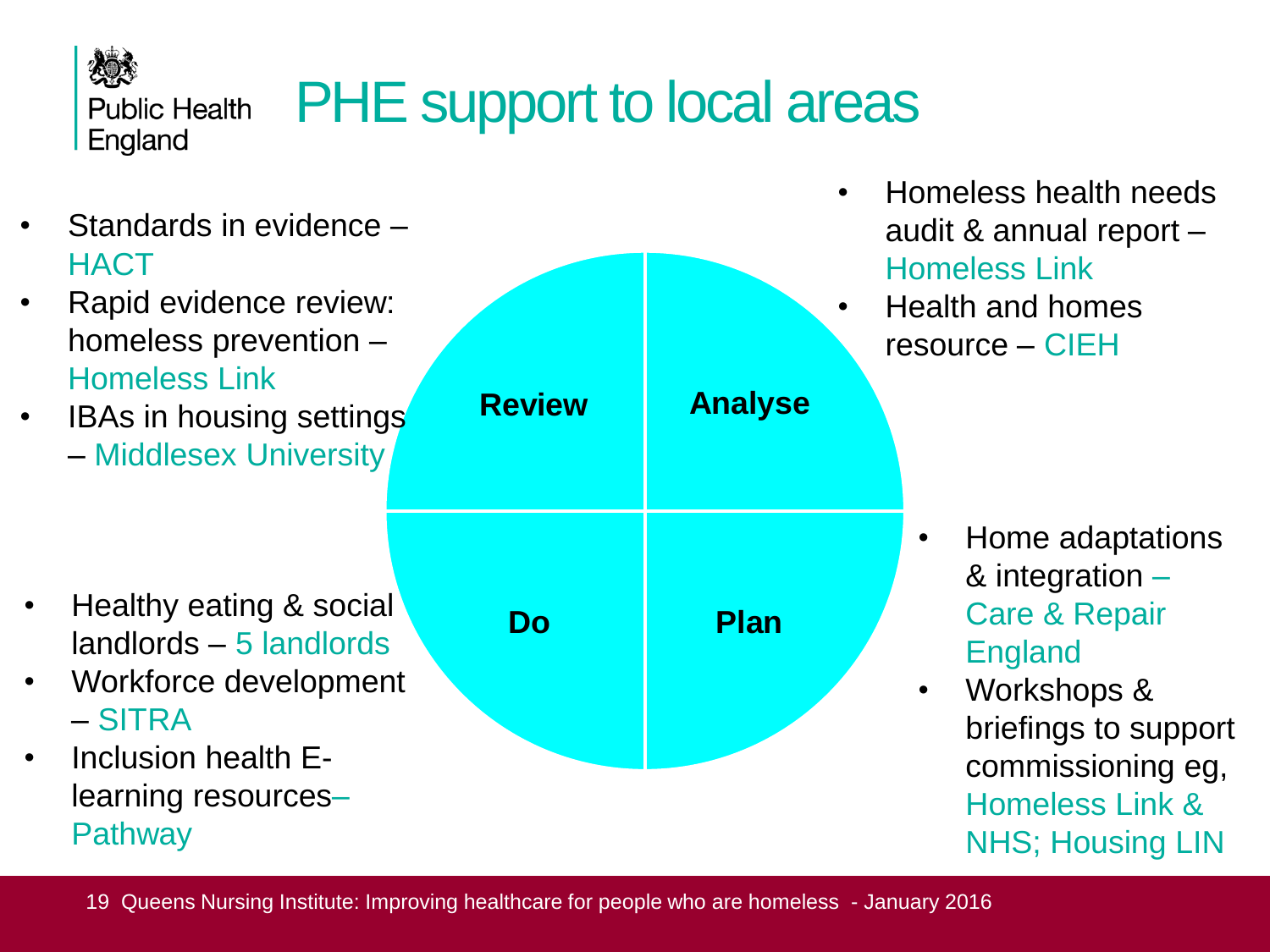# PHE support to local areas

Public Health England

**Review**

- Standards in evidence – HACT
- Rapid evidence review: homeless prevention – Homeless Link
- IBAs in housing settings – Middlesex University

**Analyse**

- Homeless health needs audit & annual report – Homeless Link
- Health and homes resource – CIEH

**Plan**

- Home adaptations & integration – Care & Repair England
- Workshops & briefings to support commissioning eg, Homeless Link & NHS; Housing LIN

**Do**

- Healthy eating & social landlords – 5 landlords
- Workforce development – SITRA
- Inclusion health E-learning resources– Pathway

Queens Nursing Institute: Improving healthcare for people who are homeless - January 2016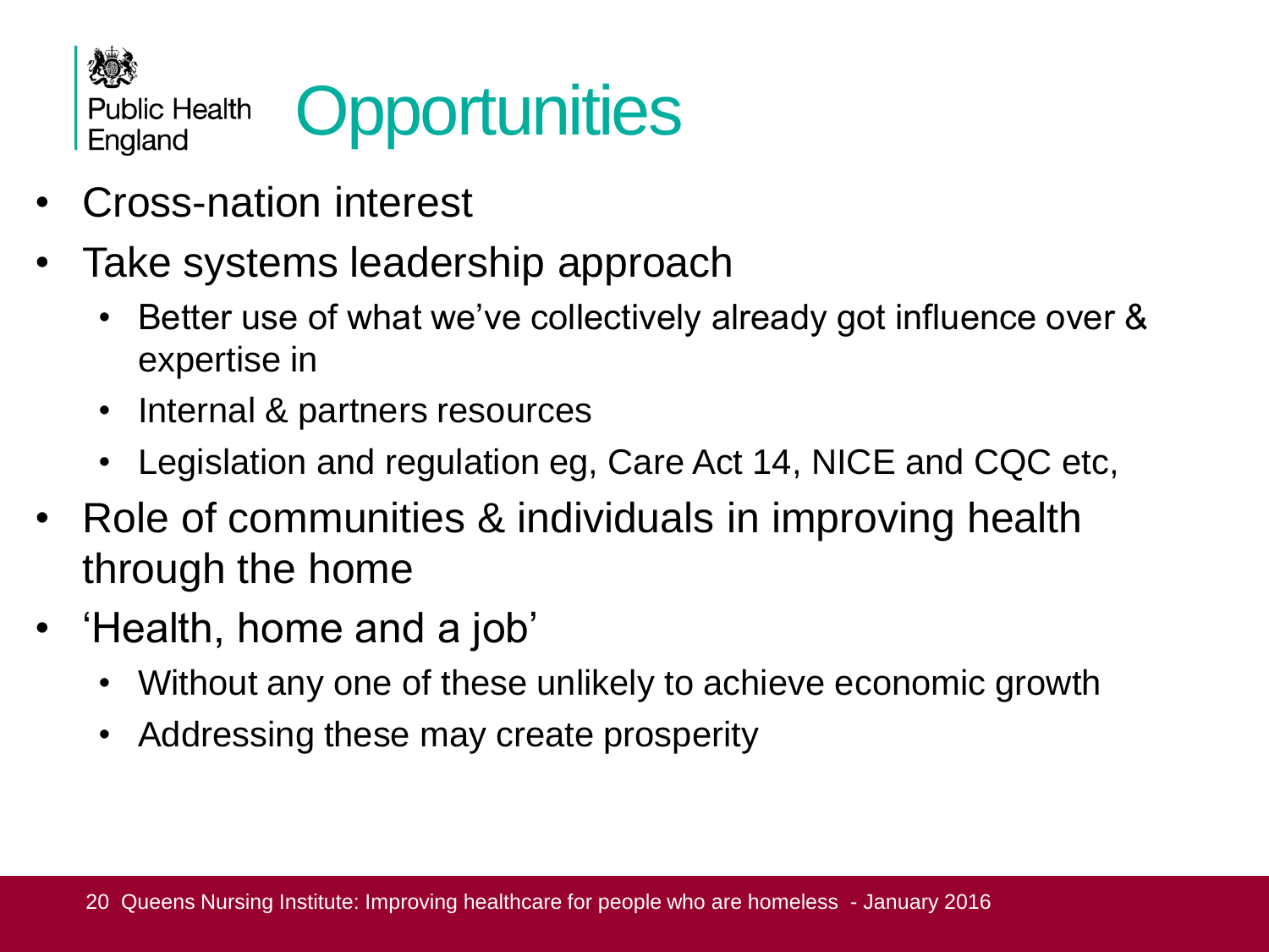# Opportunities

- Cross-nation interest
- Take systems leadership approach
  - Better use of what we've collectively already got influence over & expertise in
  - Internal & partners resources
  - Legislation and regulation eg, Care Act 14, NICE and CQC etc,
- Role of communities & individuals in improving health through the home
- 'Health, home and a job'
  - Without any one of these unlikely to achieve economic growth
  - Addressing these may create prosperity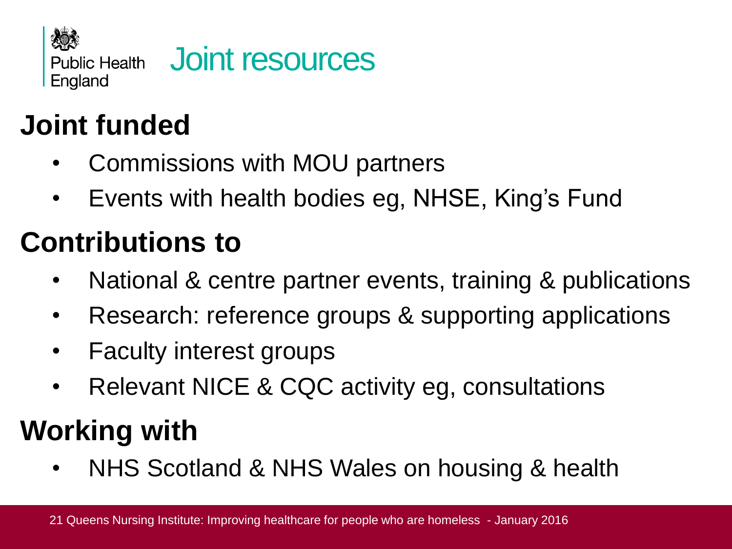# Joint resources

## Joint funded

- Commissions with MOU partners
- Events with health bodies eg, NHSE, King's Fund

## Contributions to

- National & centre partner events, training & publications
- Research: reference groups & supporting applications
- Faculty interest groups
- Relevant NICE & CQC activity eg, consultations

## Working with

- NHS Scotland & NHS Wales on housing & health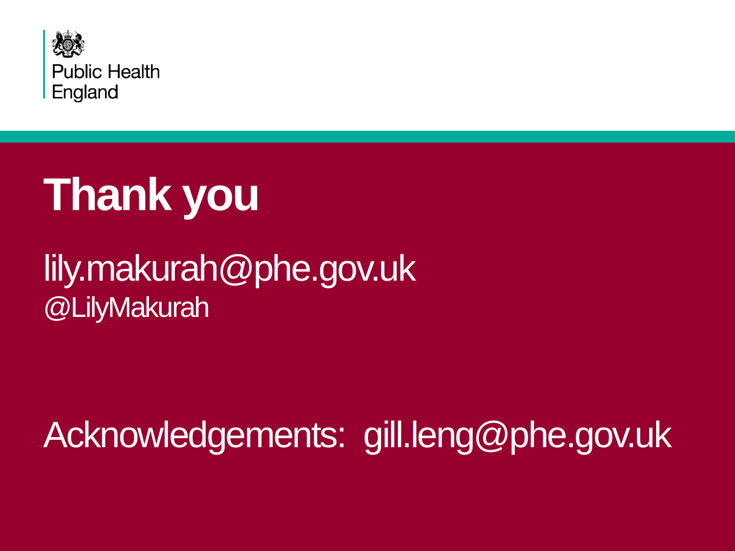Public Health England

# Thank you

lily.makurah@phe.gov.uk
@LilyMakurah

Acknowledgements: gill.leng@phe.gov.uk